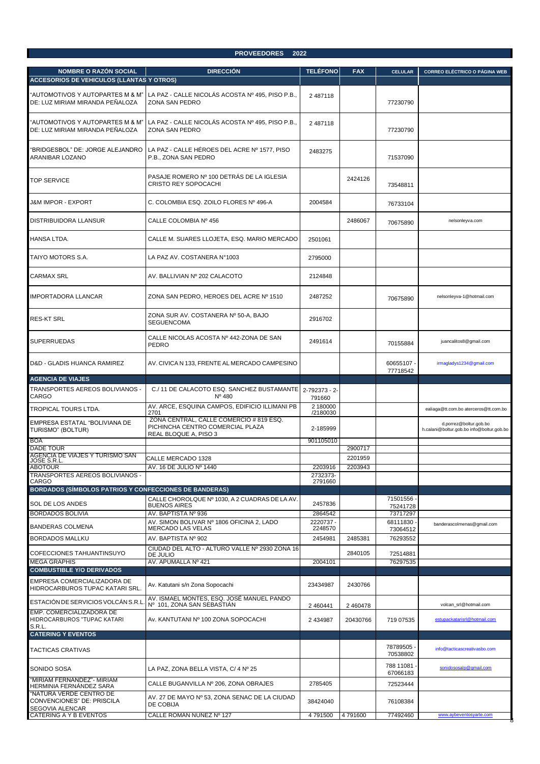# PROVEEDORES 2022

| NOMBRE O RAZÓN SOCIAL | DIRECCIÓN | TELÉFONO | FAX | CELULAR | CORREO ELÉCTRICO O PÁGINA WEB |
|---|---|---|---|---|---|
| **ACCESORIOS DE VEHICULOS (LLANTAS Y OTROS)** | | | | | |
| "AUTOMOTIVOS Y AUTOPARTES M & M" DE: LUZ MIRIAM MIRANDA PEÑALOZA | LA PAZ - CALLE NICOLÁS ACOSTA Nº 495, PISO P.B., ZONA SAN PEDRO | 2 487118 | | 77230790 | |
| "AUTOMOTIVOS Y AUTOPARTES M & M" DE: LUZ MIRIAM MIRANDA PEÑALOZA | LA PAZ - CALLE NICOLÁS ACOSTA Nº 495, PISO P.B., ZONA SAN PEDRO | 2 487118 | | 77230790 | |
| "BRIDGESBOL" DE: JORGE ALEJANDRO ARANIBAR LOZANO | LA PAZ - CALLE HÉROES DEL ACRE Nº 1577, PISO P.B., ZONA SAN PEDRO | 2483275 | | 71537090 | |
| TOP SERVICE | PASAJE ROMERO Nº 100 DETRÁS DE LA IGLESIA CRISTO REY SOPOCACHI | | 2424126 | 73548811 | |
| J&M IMPOR - EXPORT | C. COLOMBIA ESQ. ZOILO FLORES Nº 496-A | 2004584 | | 76733104 | |
| DISTRIBUIDORA LLANSUR | CALLE COLOMBIA Nº 456 | | 2486067 | 70675890 | nelsonleyva.com |
| HANSA LTDA. | CALLE M. SUARES LLOJETA, ESQ. MARIO MERCADO | 2501061 | | | |
| TAIYO MOTORS S.A. | LA PAZ AV. COSTANERA N°1003 | 2795000 | | | |
| CARMAX SRL | AV. BALLIVIAN Nº 202 CALACOTO | 2124848 | | | |
| IMPORTADORA LLANCAR | ZONA SAN PEDRO, HEROES DEL ACRE Nº 1510 | 2487252 | | 70675890 | nelsonleyva-1@hotmail.com |
| RES-KT SRL | ZONA SUR AV. COSTANERA Nº 50-A, BAJO SEGUENCOMA | 2916702 | | | |
| SUPERRUEDAS | CALLE NICOLAS ACOSTA Nº 442-ZONA DE SAN PEDRO | 2491614 | | 70155884 | juancalitos8@gmail.com |
| D&D - GLADIS HUANCA RAMIREZ | AV. CIVICA N 133, FRENTE AL MERCADO CAMPESINO | | | 60655107 - 77718542 | irmagladys1234@gmail.com |
| **AGENCIA DE VIAJES** | | | | | |
| TRANSPORTES AEREOS BOLIVIANOS - CARGO | C./ 11 DE CALACOTO ESQ. SANCHEZ BUSTAMANTE Nº 480 | 2-792373 - 2-791660 | | | |
| TROPICAL TOURS LTDA. | AV. ARCE, ESQUINA CAMPOS, EDIFICIO ILLIMANI PB 2701 | 2 180000 /2180030 | | | ealiaga@tt.com.bo aterceros@tt.com.bo |
| EMPRESA ESTATAL "BOLIVIANA DE TURISMO" (BOLTUR) | ZONA CENTRAL, CALLE COMERCIO # 819 ESQ. PICHINCHA CENTRO COMERCIAL PLAZA REAL BLOQUE A, PISO 3 | 2-185999 | | | d.porrez@boltur.gob.bo h.calani@boltur.gob.bo info@boltur.gob.bo |
| BOA | | 901105010 | | | |
| DADE TOUR | | | 2900717 | | |
| AGENCIA DE VIAJES Y TURISMO SAN JOSE S.R.L. | CALLE MERCADO 1328 | | 2201959 | | |
| ABOTOUR | AV. 16 DE JULIO Nº 1440 | 2203916 | 2203943 | | |
| TRANSPORTES AEREOS BOLIVIANOS - CARGO | | 2732373- 2791660 | | | |
| **BORDADOS (SÍMBOLOS PATRIOS Y CONFECCIONES DE BANDERAS)** | | | | | |
| SOL DE LOS ANDES | CALLE CHOROLQUE Nº 1030, A 2 CUADRAS DE LA AV. BUENOS AIRES | 2457836 | | 71501556 - 75241728 | |
| BORDADOS BOLIVIA | AV. BAPTISTA Nº 936 | 2864542 | | 73717297 | |
| BANDERAS COLMENA | AV. SIMON BOLIVAR Nº 1806 OFICINA 2, LADO MERCADO LAS VELAS | 2220737 - 2248570 | | 68111830 - 73064512 | banderascolmenas@gmail.com |
| BORDADOS MALLKU | AV. BAPTISTA Nº 902 | 2454981 | 2485381 | 76293552 | |
| COFECCIONES TAHUANTINSUYO | CIUDAD DEL ALTO - ALTURO VALLE Nº 2930 ZONA 16 DE JULIO | | 2840105 | 72514881 | |
| MEGA GRAPHIS | AV. APUMALLA Nº 421 | 2004101 | | 76297535 | |
| **COMBUSTIBLE Y/O DERIVADOS** | | | | | |
| EMPRESA COMERCIALIZADORA DE HIDROCARBUROS TUPAC KATARI SRL. | Av. Katutani s/n Zona Sopocachi | 23434987 | 2430766 | | |
| ESTACIÓN DE SERVICIOS VOLCÁN S.R.L. | AV. ISMAEL MONTES, ESQ. JOSÉ MANUEL PANDO Nº 101, ZONA SAN SEBASTIÁN | 2 460441 | 2 460478 | | volcan_srl@hotmail.com |
| EMP. COMERCIALIZADORA DE HIDROCARBUROS "TUPAC KATARI S.R.L. | Av. KANTUTANI Nº 100 ZONA SOPOCACHI | 2 434987 | 20430766 | 719 07535 | estupackatarisrl@hotmail.com |
| **CATERING Y EVENTOS** | | | | | |
| TACTICAS CRATIVAS | | | | 78789505 - 70538802 | info@tacticascreativasbo.com |
| SONIDO SOSA | LA PAZ, ZONA BELLA VISTA, C/ 4 Nº 25 | | | 788 11081 - 67066183 | sonidososalp@gmail.com |
| "MIRIAM FERNANDEZ"- MIRIAM HERMINIA FERNÁNDEZ SARA | CALLE BUGANVILLA Nº 206, ZONA OBRAJES | 2785405 | | 72523444 | |
| "NATURA VERDE CENTRO DE CONVENCIONES" DE: PRISCILA SEGOVIA ALENCAR | AV. 27 DE MAYO Nº 53, ZONA SENAC DE LA CIUDAD DE COBIJA | 38424040 | | 76108384 | |
| CATERING A Y B EVENTOS | CALLE ROMAN NUÑEZ Nº 127 | 4 791500 | 4 791600 | 77492460 | www.aybeventosyarte.com |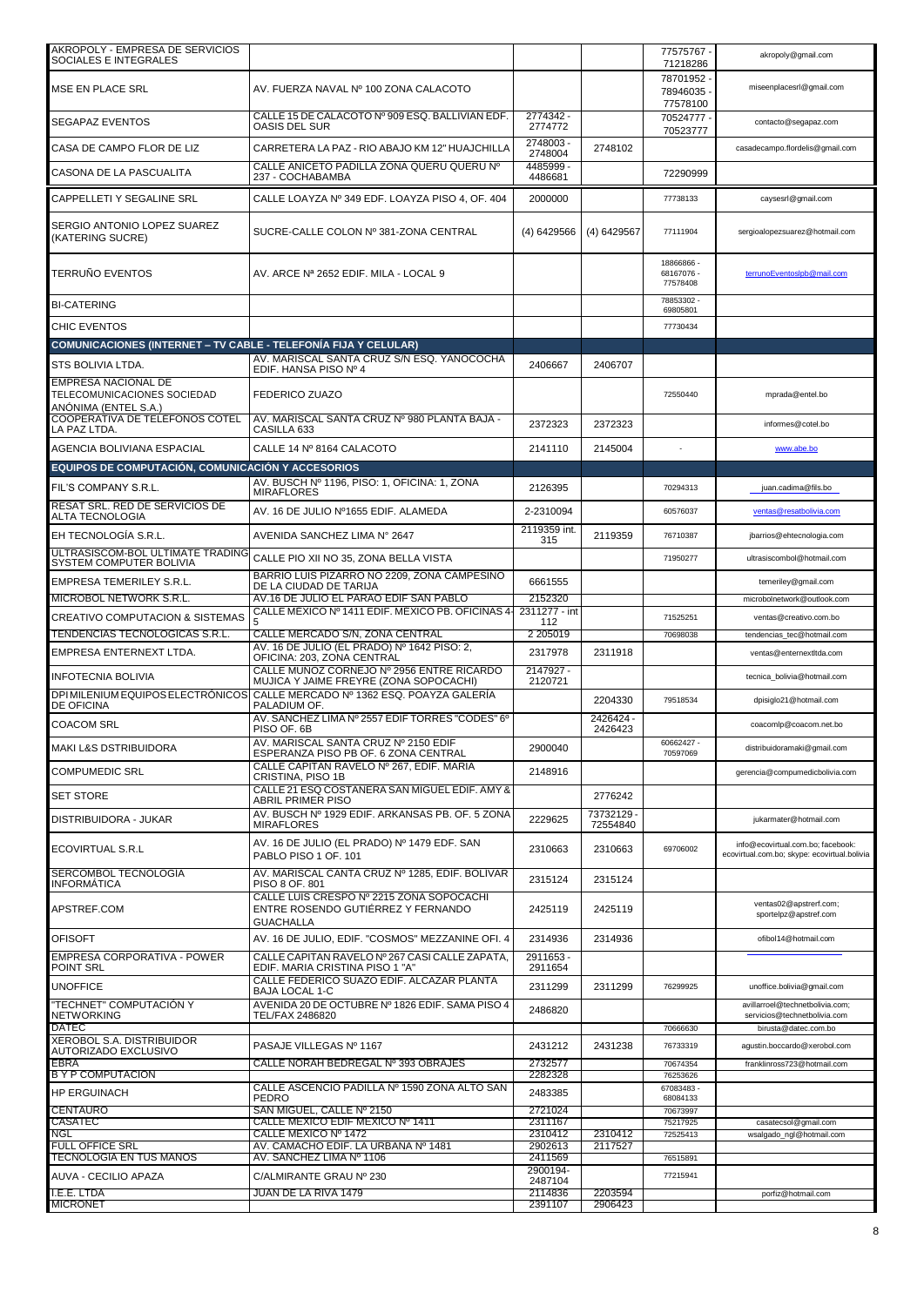| | | | | | |
|---|---|---|---|---|---|
| AKROPOLY - EMPRESA DE SERVICIOS SOCIALES E INTEGRALES | | | | 77575767 - 71218286 | akropoly@gmail.com |
| MSE EN PLACE SRL | AV. FUERZA NAVAL Nº 100 ZONA CALACOTO | | | 78701952 - 78946035 - 77578100 | miseenplacesrl@gmail.com |
| SEGAPAZ EVENTOS | CALLE 15 DE CALACOTO Nº 909 ESQ. BALLIVIAN EDF. OASIS DEL SUR | 2774342 - 2774772 | | 70524777 - 70523777 | contacto@segapaz.com |
| CASA DE CAMPO FLOR DE LIZ | CARRETERA LA PAZ - RIO ABAJO KM 12" HUAJCHILLA | 2748003 - 2748004 | 2748102 | | casadecampo.flordelis@gmail.com |
| CASONA DE LA PASCUALITA | CALLE ANICETO PADILLA ZONA QUERU QUERU Nº 237 - COCHABAMBA | 4485999 - 4486681 | | 72290999 | |
| CAPPELLETI Y SEGALINE SRL | CALLE LOAYZA Nº 349 EDF. LOAYZA PISO 4, OF. 404 | 2000000 | | 77738133 | caysesrl@gmail.com |
| SERGIO ANTONIO LOPEZ SUAREZ (KATERING SUCRE) | SUCRE-CALLE COLON Nº 381-ZONA CENTRAL | (4) 6429566 | (4) 6429567 | 77111904 | sergioalopezsuarez@hotmail.com |
| TERRUÑO EVENTOS | AV. ARCE Nª 2652 EDIF. MILA - LOCAL 9 | | | 18866866 - 68167076 - 77578408 | terrunoEventoslpb@mail.com |
| BI-CATERING | | | | 78853302 - 69805801 | |
| CHIC EVENTOS | | | | 77730434 | |
| **COMUNICACIONES (INTERNET – TV CABLE - TELEFONÍA FIJA Y CELULAR)** | | | | | |
| STS BOLIVIA LTDA. | AV. MARISCAL SANTA CRUZ S/N ESQ. YANOCOCHA EDIF. HANSA PISO Nº 4 | 2406667 | 2406707 | | |
| EMPRESA NACIONAL DE TELECOMUNICACIONES SOCIEDAD ANÓNIMA (ENTEL S.A.) | FEDERICO ZUAZO | | | 72550440 | mprada@entel.bo |
| COOPERATIVA DE TELEFONOS COTEL LA PAZ LTDA. | AV. MARISCAL SANTA CRUZ Nº 980 PLANTA BAJA - CASILLA 633 | 2372323 | 2372323 | | informes@cotel.bo |
| AGENCIA BOLIVIANA ESPACIAL | CALLE 14 Nº 8164 CALACOTO | 2141110 | 2145004 | - | www.abe.bo |
| **EQUIPOS DE COMPUTACIÓN, COMUNICACIÓN Y ACCESORIOS** | | | | | |
| FIL'S COMPANY S.R.L. | AV. BUSCH Nº 1196, PISO: 1, OFICINA: 1, ZONA MIRAFLORES | 2126395 | | 70294313 | juan.cadima@fils.bo |
| RESAT SRL. RED DE SERVICIOS DE ALTA TECNOLOGIA | AV. 16 DE JULIO Nº1655 EDIF. ALAMEDA | 2-2310094 | | 60576037 | ventas@resatbolivia.com |
| EH TECNOLOGÍA S.R.L. | AVENIDA SANCHEZ LIMA N° 2647 | 2119359 int. 315 | 2119359 | 76710387 | jbarrios@ehtecnologia.com |
| ULTRASISCOM-BOL ULTIMATE TRADING SYSTEM COMPUTER BOLIVIA | CALLE PIO XII NO 35, ZONA BELLA VISTA | | | 71950277 | ultrasiscombol@hotmail.com |
| EMPRESA TEMERILEY S.R.L. | BARRIO LUIS PIZARRO NO 2209, ZONA CAMPESINO DE LA CIUDAD DE TARIJA | 6661555 | | | temeriley@gmail.com |
| MICROBOL NETWORK S.R.L. | AV.16 DE JULIO EL PARAO EDIF SAN PABLO | 2152320 | | | microbolnetwork@outlook.com |
| CREATIVO COMPUTACION & SISTEMAS | CALLE MEXICO Nº 1411 EDIF. MEXICO PB. OFICINAS 4-5 | 2311277 - int 112 | | 71525251 | ventas@creativo.com.bo |
| TENDENCIAS TECNOLOGICAS S.R.L. | CALLE MERCADO S/N, ZONA CENTRAL | 2 205019 | | 70698038 | tendencias_tec@hotmail.com |
| EMPRESA ENTERNEXT LTDA. | AV. 16 DE JULIO (EL PRADO) Nº 1642 PISO: 2, OFICINA: 203, ZONA CENTRAL | 2317978 | 2311918 | | ventas@enternextltda.com |
| INFOTECNIA BOLIVIA | CALLE MUÑOZ CORNEJO Nº 2956 ENTRE RICARDO MUJICA Y JAIME FREYRE (ZONA SOPOCACHI) | 2147927 - 2120721 | | | tecnica_bolivia@hotmail.com |
| DPI MILENIUM EQUIPOS ELECTRÓNICOS DE OFICINA | CALLE MERCADO Nº 1362 ESQ. POAYZA GALERÍA PALADIUM OF. | | 2204330 | 79518534 | dpisiglo21@hotmail.com |
| COACOM SRL | AV. SANCHEZ LIMA Nº 2557 EDIF TORRES "CODES" 6º PISO OF. 6B | | 2426424 - 2426423 | | coacomlp@coacom.net.bo |
| MAKI L&S DSTRIBUIDORA | AV. MARISCAL SANTA CRUZ Nº 2150 EDIF ESPERANZA PISO PB OF. 6 ZONA CENTRAL | 2900040 | | 60662427 - 70597069 | distribuidoramaki@gmail.com |
| COMPUMEDIC SRL | CALLE CAPITAN RAVELO Nº 267, EDIF. MARIA CRISTINA, PISO 1B | 2148916 | | | gerencia@compumedicbolivia.com |
| SET STORE | CALLE 21 ESQ COSTANERA SAN MIGUEL EDIF. AMY & ABRIL PRIMER PISO | | 2776242 | | |
| DISTRIBUIDORA - JUKAR | AV. BUSCH Nº 1929 EDIF. ARKANSAS PB. OF. 5 ZONA MIRAFLORES | 2229625 | 73732129 - 72554840 | | jukarmater@hotmail.com |
| ECOVIRTUAL S.R.L | AV. 16 DE JULIO (EL PRADO) Nº 1479 EDF. SAN PABLO PISO 1 OF. 101 | 2310663 | 2310663 | 69706002 | info@ecovirtual.com.bo; facebook: ecovirtual.com.bo; skype: ecovirtual.bolivia |
| SERCOMBOL TECNOLOGÍA INFORMÁTICA | AV. MARISCAL CANTA CRUZ Nº 1285, EDIF. BOLIVAR PISO 8 OF. 801 | 2315124 | 2315124 | | |
| APSTREF.COM | CALLE LUIS CRESPO Nº 2215 ZONA SOPOCACHI ENTRE ROSENDO GUTIÉRREZ Y FERNANDO GUACHALLA | 2425119 | 2425119 | | ventas02@apstrerf.com; sportelpz@apstref.com |
| OFISOFT | AV. 16 DE JULIO, EDIF. "COSMOS" MEZZANINE OFI. 4 | 2314936 | 2314936 | | ofibol14@hotmail.com |
| EMPRESA CORPORATIVA - POWER POINT SRL | CALLE CAPITAN RAVELO Nº 267 CASI CALLE ZAPATA, EDIF. MARIA CRISTINA PISO 1 "A" | 2911653 - 2911654 | | | |
| UNOFFICE | CALLE FEDERICO SUAZO EDIF. ALCAZAR PLANTA BAJA LOCAL 1-C | 2311299 | 2311299 | 76299925 | unoffice.bolivia@gmail.com |
| "TECHNET" COMPUTACIÓN Y NETWORKING | AVENIDA 20 DE OCTUBRE Nº 1826 EDIF. SAMA PISO 4 TEL/FAX 2486820 | 2486820 | | | avillarroel@technetbolivia.com; servicios@technetbolivia.com |
| DATEC | | | | 70666630 | birusta@datec.com.bo |
| XEROBOL S.A. DISTRIBUIDOR AUTORIZADO EXCLUSIVO | PASAJE VILLEGAS Nº 1167 | 2431212 | 2431238 | 76733319 | agustin.boccardo@xerobol.com |
| EBRA | CALLE NORAH BEDREGAL Nº 393 OBRAJES | 2732577 | | 70674354 | franklinross723@hotmail.com |
| B Y P COMPUTACION | | 2282328 | | 76253626 | |
| HP ERGUINACH | CALLE ASCENCIO PADILLA Nº 1590 ZONA ALTO SAN PEDRO | 2483385 | | 67083483 - 68084133 | |
| CENTAURO | SAN MIGUEL, CALLE Nº 2150 | 2721024 | | 70673997 | |
| CASATEC | CALLE MEXICO EDIF MEXICO Nº 1411 | 2311167 | | 75217925 | casatecsol@gmail.com |
| NGL | CALLE MEXICO Nº 1472 | 2310412 | 2310412 | 72525413 | wsalgado_ngl@hotmail.com |
| FULL OFFICE SRL | AV. CAMACHO EDIF. LA URBANA Nº 1481 | 2902613 | 2117527 | | |
| TECNOLOGÍA EN TUS MANOS | AV. SANCHEZ LIMA Nº 1106 | 2411569 | | 76515891 | |
| AUVA - CECILIO APAZA | C/ALMIRANTE GRAU Nº 230 | 2900194- 2487104 | | 77215941 | |
| I.E.E. LTDA | JUAN DE LA RIVA 1479 | 2114836 | 2203594 | | porfiz@hotmail.com |
| MICRONET | | 2391107 | 2906423 | | |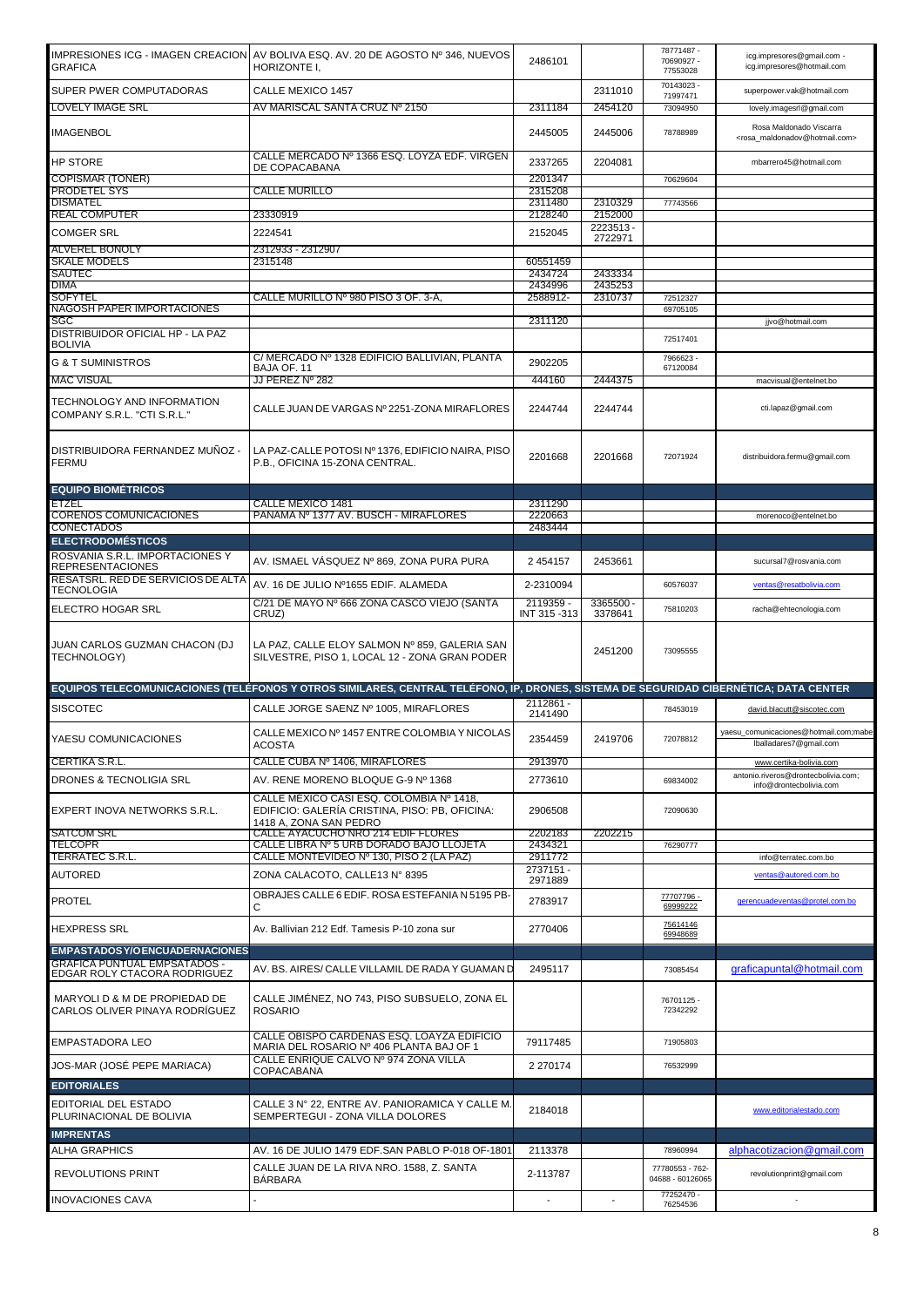| | | | | | |
|---|---|---|---|---|---|
| IMPRESIONES ICG - IMAGEN CREACION GRAFICA | AV BOLIVA ESQ. AV. 20 DE AGOSTO Nº 346, NUEVOS HORIZONTE I, | 2486101 | | 78771487 - 70690927 - 77553028 | icg.impresores@gmail.com - icg.impresores@hotmail.com |
| SUPER PWER COMPUTADORAS | CALLE MEXICO 1457 | | 2311010 | 70143023 - 71997471 | superpower.vak@hotmail.com |
| LOVELY IMAGE SRL | AV MARISCAL SANTA CRUZ Nº 2150 | 2311184 | 2454120 | 73094950 | lovely.imagesrl@gmail.com |
| IMAGENBOL | | 2445005 | 2445006 | 78788989 | Rosa Maldonado Viscarra <rosa_maldonadov@hotmail.com> |
| HP STORE | CALLE MERCADO Nº 1366 ESQ. LOYZA EDF. VIRGEN DE COPACABANA | 2337265 | 2204081 | | mbarrero45@hotmail.com |
| COPISMAR (TONER) | | 2201347 | | 70629604 | |
| PRODETEL SYS | CALLE MURILLO | 2315208 | | | |
| DISMATEL | | 2311480 | 2310329 | 77743566 | |
| REAL COMPUTER | 23330919 | 2128240 | 2152000 | | |
| COMGER SRL | 2224541 | 2152045 | 2223513 - 2722971 | | |
| ALVEREL BONOLY | 2312933 - 2312907 | | | | |
| SKALE MODELS | 2315148 | 60551459 | | | |
| SAUTEC | | 2434724 | 2433334 | | |
| DIMA | | 2434996 | 2435253 | | |
| SOFYTEL | CALLE MURILLO Nº 980 PISO 3 OF. 3-A, | 2588912- | 2310737 | 72512327 | |
| NAGOSH PAPER IMPORTACIONES | | | | 69705105 | |
| SGC | | 2311120 | | | jjvo@hotmail.com |
| DISTRIBUIDOR OFICIAL HP - LA PAZ BOLIVIA | | | | 72517401 | |
| G & T SUMINISTROS | C/ MERCADO Nº 1328 EDIFICIO BALLIVIAN, PLANTA BAJA OF. 11 | 2902205 | | 7966623 - 67120084 | |
| MAC VISUAL | JJ PEREZ Nº 282 | 444160 | 2444375 | | macvisual@entelnet.bo |
| TECHNOLOGY AND INFORMATION COMPANY S.R.L. "CTI S.R.L." | CALLE JUAN DE VARGAS Nº 2251-ZONA MIRAFLORES | 2244744 | 2244744 | | cti.lapaz@gmail.com |
| DISTRIBUIDORA FERNANDEZ MUÑOZ - FERMU | LA PAZ-CALLE POTOSI Nº 1376, EDIFICIO NAIRA, PISO P.B., OFICINA 15-ZONA CENTRAL. | 2201668 | 2201668 | 72071924 | distribuidora.fermu@gmail.com |
| **EQUIPO BIOMÉTRICOS** | | | | | |
| ETZEL | CALLE MEXICO 1481 | 2311290 | | | |
| CORENOS COMUNICACIONES | PANAMA Nº 1377 AV. BUSCH - MIRAFLORES | 2220663 | | | morenoco@entelnet.bo |
| CONECTADOS | | 2483444 | | | |
| **ELECTRODOMÉSTICOS** | | | | | |
| ROSVANIA S.R.L. IMPORTACIONES Y REPRESENTACIONES | AV. ISMAEL VÁSQUEZ Nº 869, ZONA PURA PURA | 2 454157 | 2453661 | | sucursal7@rosvania.com |
| RESATSRL. RED DE SERVICIOS DE ALTA TECNOLOGIA | AV. 16 DE JULIO Nº1655 EDIF. ALAMEDA | 2-2310094 | | 60576037 | ventas@resatbolivia.com |
| ELECTRO HOGAR SRL | C/21 DE MAYO Nº 666 ZONA CASCO VIEJO (SANTA CRUZ) | 2119359 - INT 315 -313 | 3365500 - 3378641 | 75810203 | racha@ehtecnologia.com |
| JUAN CARLOS GUZMAN CHACON (DJ TECHNOLOGY) | LA PAZ, CALLE ELOY SALMON Nº 859, GALERIA SAN SILVESTRE, PISO 1, LOCAL 12 - ZONA GRAN PODER | | 2451200 | 73095555 | |
| **EQUIPOS TELECOMUNICACIONES (TELÉFONOS Y OTROS SIMILARES, CENTRAL TELÉFONO, IP, DRONES, SISTEMA DE SEGURIDAD CIBERNÉTICA; DATA CENTER** | | | | | |
| SISCOTEC | CALLE JORGE SAENZ Nº 1005, MIRAFLORES | 2112861 - 2141490 | | 78453019 | david.blacutt@siscotec.com |
| YAESU COMUNICACIONES | CALLE MEXICO Nº 1457 ENTRE COLOMBIA Y NICOLAS ACOSTA | 2354459 | 2419706 | 72078812 | yaesu_comunicaciones@hotmail.com;mabe lballadares7@gmail.com |
| CERTIKA S.R.L. | CALLE CUBA Nº 1406, MIRAFLORES | 2913970 | | | www.certika-bolivia.com |
| DRONES & TECNOLIGIA SRL | AV. RENE MORENO BLOQUE G-9 Nº 1368 | 2773610 | | 69834002 | antonio.riveros@drontecbolivia.com; info@drontecbolivia.com |
| EXPERT INOVA NETWORKS S.R.L. | CALLE MEXICO CASI ESQ. COLOMBIA Nº 1418, EDIFICIO: GALERÍA CRISTINA, PISO: PB, OFICINA: 1418 A, ZONA SAN PEDRO | 2906508 | | 72090630 | |
| SATCOM SRL | CALLE AYACUCHO NRO 214 EDIF FLORES | 2202183 | 2202215 | | |
| TELCOPR | CALLE LIBRA Nº 5 URB DORADO BAJO LLOJETA | 2434321 | | 76290777 | |
| TERRATEC S.R.L. | CALLE MONTEVIDEO Nº 130, PISO 2 (LA PAZ) | 2911772 | | | info@terratec.com.bo |
| AUTORED | ZONA CALACOTO, CALLE13 N° 8395 | 2737151 - 2971889 | | | ventas@autored.com.bo |
| PROTEL | OBRAJES CALLE 6 EDIF. ROSA ESTEFANIA N 5195 PB-C | 2783917 | | 77707796 - 69999222 | gerencuadeventas@protel.com.bo |
| HEXPRESS SRL | Av. Ballivian 212 Edf. Tamesis P-10 zona sur | 2770406 | | 75614146 69948689 | |
| **EMPASTADOS Y/O ENCUADERNACIONES** | | | | | |
| GRAFICA PUNTUAL EMPSATADOS - EDGAR ROLY CTACORA RODRIGUEZ | AV. BS. AIRES/ CALLE VILLAMIL DE RADA Y GUAMAN D | 2495117 | | 73085454 | graficapuntal@hotmail.com |
| MARYOLI D & M DE PROPIEDAD DE CARLOS OLIVER PINAYA RODRÍGUEZ | CALLE JIMÉNEZ, NO 743, PISO SUBSUELO, ZONA EL ROSARIO | | | 76701125 - 72342292 | |
| EMPASTADORA LEO | CALLE OBISPO CARDENAS ESQ. LOAYZA EDIFICIO MARIA DEL ROSARIO Nº 406 PLANTA BAJ OF 1 | 79117485 | | 71905803 | |
| JOS-MAR (JOSÉ PEPE MARIACA) | CALLE ENRIQUE CALVO Nº 974 ZONA VILLA COPACABANA | 2 270174 | | 76532999 | |
| **EDITORIALES** | | | | | |
| EDITORIAL DEL ESTADO PLURINACIONAL DE BOLIVIA | CALLE 3 N° 22, ENTRE AV. PANIORAMICA Y CALLE M. SEMPERTEGUI - ZONA VILLA DOLORES | 2184018 | | | www.editorialestado.com |
| **IMPRENTAS** | | | | | |
| ALHA GRAPHICS | AV. 16 DE JULIO 1479 EDF.SAN PABLO P-018 OF-1801 | 2113378 | | 78960994 | alphacotizacion@gmail.com |
| REVOLUTIONS PRINT | CALLE JUAN DE LA RIVA NRO. 1588, Z. SANTA BÁRBARA | 2-113787 | | 77780553 - 762-04688 - 60126065 | revolutionprint@gmail.com |
| INOVACIONES CAVA | - | - | - | 77252470 - 76254536 | - |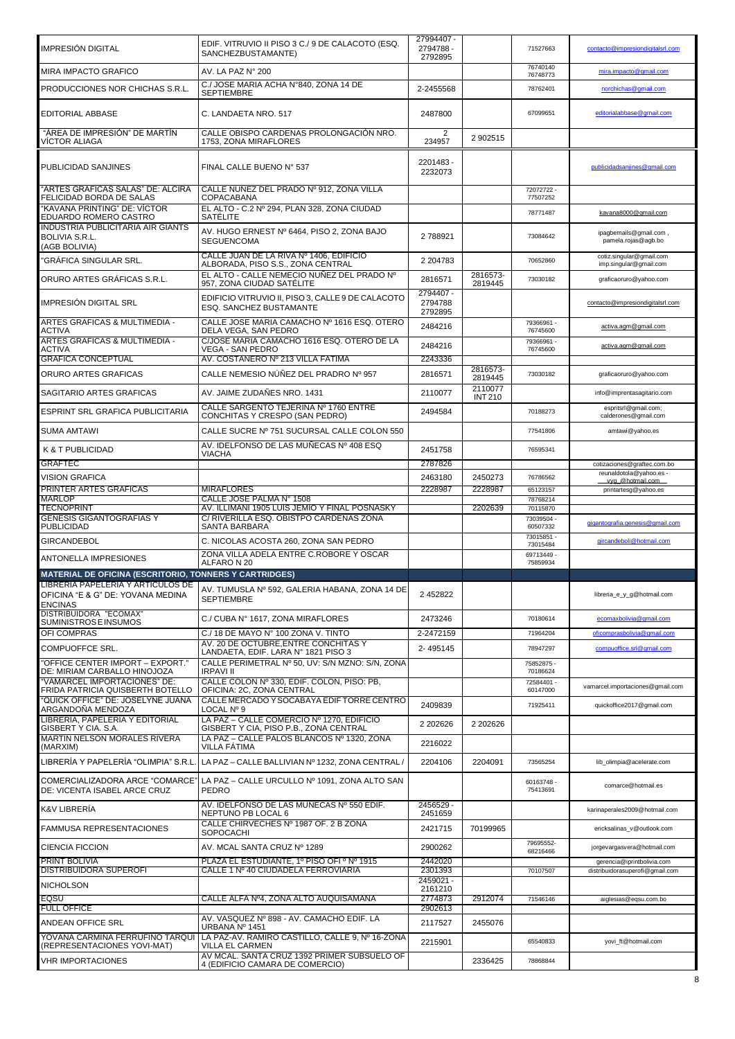| | | | | | |
|---|---|---|---|---|---|
| IMPRESIÓN DIGITAL | EDIF. VITRUVIO II PISO 3 C./ 9 DE CALACOTO (ESQ. SANCHEZBUSTAMANTE) | 27994407 - 2794788 - 2792895 | | 71527663 | contacto@impresiondigitalsrl.com |
| MIRA IMPACTO GRAFICO | AV. LA PAZ N° 200 | | | 76740140 76748773 | mira.impacto@gmail.com |
| PRODUCCIONES NOR CHICHAS S.R.L. | C./ JOSE MARIA ACHA N°840, ZONA 14 DE SEPTIEMBRE | 2-2455568 | | 78762401 | norchichas@gmail.com |
| EDITORIAL ABBASE | C. LANDAETA NRO. 517 | 2487800 | | 67099651 | editorialabbase@gmail.com |
| "ÁREA DE IMPRESIÓN" DE MARTÍN VÍCTOR ALIAGA | CALLE OBISPO CARDENAS PROLONGACIÓN NRO. 1753, ZONA MIRAFLORES | 2 234957 | 2 902515 | | |
| PUBLICIDAD SANJINES | FINAL CALLE BUENO N° 537 | 2201483 - 2232073 | | | publicidadsanjines@gmail.com |
| "ARTES GRÁFICAS SALAS" DE: ALCIRA FELICIDAD BORDA DE SALAS | CALLE NUÑEZ DEL PRADO Nº 912, ZONA VILLA COPACABANA | | | 72072722 - 77507252 | |
| "KAVANA PRINTING" DE: VÍCTOR EDUARDO ROMERO CASTRO | EL ALTO - C.2 Nº 294, PLAN 328, ZONA CIUDAD SATÉLITE | | | 78771487 | kavana8000@gmail.com |
| INDUSTRIA PUBLICITARIA AIR GIANTS BOLIVIA S.R.L. (AGB BOLIVIA) | AV. HUGO ERNEST Nº 6464, PISO 2, ZONA BAJO SEGUENCOMA | 2 788921 | | 73084642 | ipagbemails@gmail.com , pamela.rojas@agb.bo |
| "GRÁFICA SINGULAR SRL. | CALLE JUAN DE LA RIVA Nº 1406, EDIFICIO ALBORADA, PISO S.S., ZONA CENTRAL | 2 204783 | | 70652860 | cotiz.singular@gmail.com imp.singular@gmail.com |
| ORURO ARTES GRÁFICAS S.R.L. | EL ALTO - CALLE NEMECIO NUÑEZ DEL PRADO Nº 957, ZONA CIUDAD SATÉLITE | 2816571 | 2816573-2819445 | 73030182 | graficaoruro@yahoo.com |
| IMPRESIÓN DIGITAL SRL | EDIFICIO VITRUVIO II, PISO 3, CALLE 9 DE CALACOTO ESQ. SANCHEZ BUSTAMANTE | 27994407 - 2794788 2792895 | | | contacto@impresiondigitalsrl.com |
| ARTES GRAFICAS & MULTIMEDIA - ACTIVA | CALLE JOSE MARIA CAMACHO Nº 1616 ESQ. OTERO DELA VEGA, SAN PEDRO | 2484216 | | 79366961 - 76745600 | activa.agm@gmail.com |
| ARTES GRAFICAS & MULTIMEDIA - ACTIVA | C/JOSE MARIA CAMACHO 1616 ESQ. OTERO DE LA VEGA - SAN PEDRO | 2484216 | | 79366961 - 76745600 | activa.agm@gmail.com |
| GRAFICA CONCEPTUAL | AV. COSTANERO Nº 213 VILLA FATIMA | 2243336 | | | |
| ORURO ARTES GRAFICAS | CALLE NEMESIO NÚÑEZ DEL PRADRO Nº 957 | 2816571 | 2816573-2819445 | 73030182 | graficaoruro@yahoo.com |
| SAGITARIO ARTES GRAFICAS | AV. JAIME ZUDAÑES NRO. 1431 | 2110077 | 2110077 INT 210 | | info@imprentasagitario.com |
| ESPRINT SRL GRAFICA PUBLICITARIA | CALLE SARGENTO TEJERINA Nº 1760 ENTRE CONCHITAS Y CRESPO (SAN PEDRO) | 2494584 | | 70188273 | espritsrl@gmail.com; calderones@gmail.com |
| SUMA AMTAWI | CALLE SUCRE Nº 751 SUCURSAL CALLE COLON 550 | | | 77541806 | amtawi@yahoo.es |
| K & T PUBLICIDAD | AV. IDELFONSO DE LAS MUÑECAS Nº 408 ESQ VIACHA | 2451758 | | 76595341 | |
| GRAFTEC | | 2787826 | | | cotizaciones@graftec.com.bo |
| VISION GRAFICA | | 2463180 | 2450273 | 76786562 | reunaldotola@yahoo.es - vyg_@hotmail.com |
| PRINTER ARTES GRAFICAS | MIRAFLORES | 2228987 | 2228987 | 65123157 | printartesg@yahoo.es |
| MARLOP | CALLE JOSE PALMA N° 1508 | | | 78768214 | |
| TECNOPRINT | AV. ILLIMANI 1905 LUIS JEMIO Y FINAL POSNASKY | | 2202639 | 70115870 | |
| GENESIS GIGANTOGRAFIAS Y PUBLICIDAD | C/ RIVERILLA ESQ. OBISTPO CARDENAS ZONA SANTA BARBARA | | | 73039504 - 60507332 | gigantografia.genesis@gmail.com |
| GIRCANDEBOL | C. NICOLAS ACOSTA 260, ZONA SAN PEDRO | | | 73015851 - 73015484 | gircandeboli@hotmail.com |
| ANTONELLA IMPRESIONES | ZONA VILLA ADELA ENTRE C.ROBORE Y OSCAR ALFARO N 20 | | | 69713449 - 75859934 | |
| **MATERIAL DE OFICINA (ESCRITORIO, TONNERS Y CARTRIDGES)** | | | | | |
| LIBRERÍA PAPELERÍA Y ARTÍCULOS DE OFICINA "E & G" DE: YOVANA MEDINA ENCINAS | AV. TUMUSLA Nº 592, GALERIA HABANA, ZONA 14 DE SEPTIEMBRE | 2 452822 | | | libreria_e_y_g@hotmail.com |
| DISTRIBUIDORA "ECOMAX" SUMINISTROS E INSUMOS | C./ CUBA N° 1617, ZONA MIRAFLORES | 2473246 | | 70180614 | ecomaxbolivia@gmail.com |
| OFI COMPRAS | C./ 18 DE MAYO N° 100 ZONA V. TINTO | 2-2472159 | | 71964204 | oficomprasbolivia@gmail.com |
| COMPUOFFCE SRL. | AV. 20 DE OCTUBRE,ENTRE CONCHITAS Y LANDAETA, EDIF. LARA N° 1821 PISO 3 | 2- 495145 | | 78947297 | compuoffice.srl@gmail.com |
| "OFFICE CENTER IMPORT – EXPORT." DE: MIRIAM CARBALLO HINOJOSA | CALLE PERIMETRAL Nº 50, UV: S/N MZNO: S/N, ZONA IRPAVI II | | | 75852875 - 70186624 | |
| "VAMARCEL IMPORTACIONES" DE: FRIDA PATRICIA QUISBERTH BOTELLO | CALLE COLON Nº 330, EDIF. COLON, PISO: PB, OFICINA: 2C, ZONA CENTRAL | | | 72584401 - 60147000 | vamarcel.importaciones@gmail.com |
| "QUICK OFFICE" DE: JOSELYNE JUANA ARGANDOÑA MENDOZA | CALLE MERCADO Y SOCABAYA EDIF TORRE CENTRO LOCAL Nº 9 | 2409839 | | 71925411 | quickoffice2017@gmail.com |
| LIBRERIA, PAPELERIA Y EDITORIAL GISBERT Y CIA. S.A. | LA PAZ – CALLE COMERCIO Nº 1270, EDIFICIO GISBERT Y CIA, PISO P.B., ZONA CENTRAL | 2 202626 | 2 202626 | | |
| MARTIN NELSON MORALES RIVERA (MARXIM) | LA PAZ – CALLE PALOS BLANCOS Nº 1320, ZONA VILLA FÁTIMA | 2216022 | | | |
| LIBRERÍA Y PAPELERÍA "OLIMPIA" S.R.L. | LA PAZ – CALLE BALLIVIAN Nº 1232, ZONA CENTRAL / | 2204106 | 2204091 | 73565254 | lib_olimpia@acelerate.com |
| COMERCIALIZADORA ARCE "COMARCE" DE: VICENTA ISABEL ARCE CRUZ | LA PAZ – CALLE URCULLO Nº 1091, ZONA ALTO SAN PEDRO | | | 60163748 - 75413691 | comarce@hotmail.es |
| K&V LIBRERÍA | AV. IDELFONSO DE LAS MUÑECAS Nº 550 EDIF. NEPTUNO PB LOCAL 6 | 2456529 - 2451659 | | | karinaperales2009@hotmail.com |
| FAMMUSA REPRESENTACIONES | CALLE CHIRVECHES Nº 1987 OF. 2 B ZONA SOPOCACHI | 2421715 | 70199965 | | ericksalinas_v@outlook.com |
| CIENCIA FICCION | AV. MCAL SANTA CRUZ Nº 1289 | 2900262 | | 79695552- 68216466 | jorgevargasvera@hotmail.com |
| PRINT BOLIVIA | PLAZA EL ESTUDIANTE, 1º PISO OFI º Nº 1915 | 2442020 | | | gerencia@iprintbolivia.com |
| DISTRIBUIDORA SUPEROFI | CALLE 1 Nº 40 CIUDADELA FERROVIARIA | 2301393 | | 70107507 | distribuidorasuperofi@gmail.com |
| NICHOLSON | | 2459021 - 2161210 | | | |
| EQSU | CALLE ALFA Nº4, ZONA ALTO AUQUISAMAÑA | 2774873 | 2912074 | 71546146 | aiglesias@eqsu.com.bo |
| FULL OFFICE | | 2902613 | | | |
| ANDEAN OFFICE SRL | AV. VASQUEZ Nº 898 - AV. CAMACHO EDIF. LA URBANA Nº 1451 | 2117527 | 2455076 | | |
| YOVANA CARMIÑA FERRUFINO TARQUI (REPRESENTACIONES YOVI-MAT) | LA PAZ-AV. RAMIRO CASTILLO, CALLE 9, Nº 16-ZONA VILLA EL CARMEN | 2215901 | | 65540833 | yovi_ft@hotmail.com |
| VHR IMPORTACIONES | AV MCAL. SANTA CRUZ 1392 PRIMER SUBSUELO OF 4 (EDIFICIO CAMARA DE COMERCIO) | | 2336425 | 78868844 | |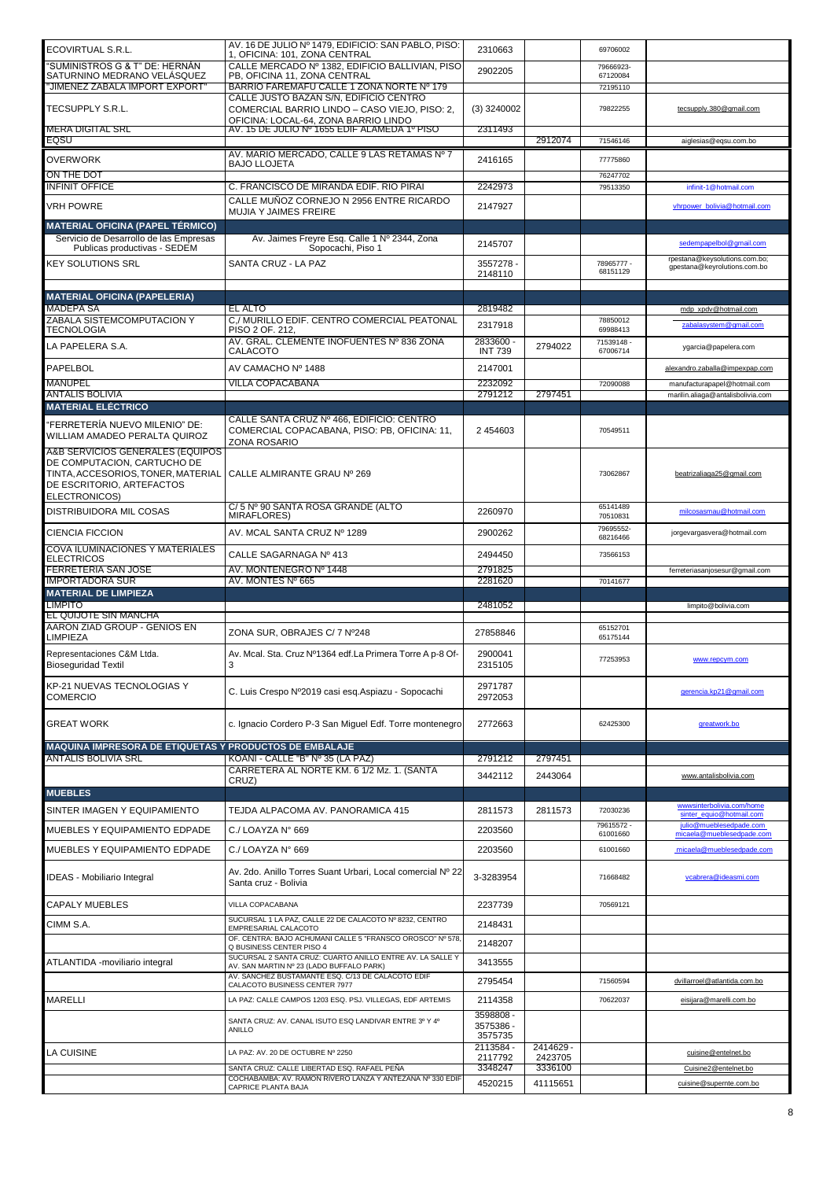| | | | | | |
|---|---|---|---|---|---|
| ECOVIRTUAL S.R.L. | AV. 16 DE JULIO Nº 1479, EDIFICIO: SAN PABLO, PISO: 1, OFICINA: 101, ZONA CENTRAL | 2310663 | | 69706002 | |
| "SUMINISTROS G & T" DE: HERNÁN SATURNINO MEDRANO VELÁSQUEZ | CALLE MERCADO Nº 1382, EDIFICIO BALLIVIAN, PISO PB, OFICINA 11, ZONA CENTRAL | 2902205 | | 79666923-67120084 | |
| "JIMENEZ ZABALA IMPORT EXPORT" | BARRIO FAREMAFU CALLE 1 ZONA NORTE Nº 179 | | | 72195110 | |
| TECSUPPLY S.R.L. | CALLE JUSTO BAZAN S/N, EDIFICIO CENTRO COMERCIAL BARRIO LINDO – CASO VIEJO, PISO: 2, OFICINA: LOCAL-64, ZONA BARRIO LINDO | (3) 3240002 | | 79822255 | tecsupply.380@gmail.com |
| MERA DIGITAL SRL | AV. 15 DE JULIO Nº 1655 EDIF ALAMEDA 1º PISO | 2311493 | | | |
| EQSU | | | 2912074 | 71546146 | aiglesias@eqsu.com.bo |
| OVERWORK | AV. MARIO MERCADO, CALLE 9 LAS RETAMAS Nº 7 BAJO LLOJETA | 2416165 | | 77775860 | |
| ON THE DOT | | | | 76247702 | |
| INFINIT OFFICE | C. FRANCISCO DE MIRANDA EDIF. RIO PIRAI | 2242973 | | 79513350 | infinit-1@hotmail.com |
| VRH POWRE | CALLE MUÑOZ CORNEJO N 2956 ENTRE RICARDO MUJIA Y JAIMES FREIRE | 2147927 | | | vhrpower_bolivia@hotmail.com |
| **MATERIAL OFICINA (PAPEL TÉRMICO)** | | | | | |
| Servicio de Desarrollo de las Empresas Publicas productivas - SEDEM | Av. Jaimes Freyre Esq. Calle 1 Nº 2344, Zona Sopocachi, Piso 1 | 2145707 | | | sedempapelbol@gmail.com |
| KEY SOLUTIONS SRL | SANTA CRUZ - LA PAZ | 3557278 - 2148110 | | 78965777 - 68151129 | rpestana@keysolutions.com.bo; gpestana@keyrolutions.com.bo |
| | | | | | |
| **MATERIAL OFICINA (PAPELERIA)** | | | | | |
| MADEPA SA | EL ALTO | 2819482 | | | mdp_xpdv@hotmail.com |
| ZABALA SISTEMCOMPUTACION Y TECNOLOGIA | C,/ MURILLO EDIF. CENTRO COMERCIAL PEATONAL PISO 2 OF. 212, | 2317918 | | 78850012 69988413 | zabalasystem@gmail.com |
| LA PAPELERA S.A. | AV. GRAL. CLEMENTE INOFUENTES Nº 836 ZONA CALACOTO | 2833600 - INT 739 | 2794022 | 71539148 - 67006714 | ygarcia@papelera.com |
| PAPELBOL | AV CAMACHO Nº 1488 | 2147001 | | | alexandro.zaballa@impexpap.com |
| MANUPEL | VILLA COPACABANA | 2232092 | | 72090088 | manufacturapapel@hotmail.com |
| ANTALIS BOLIVIA | | 2791212 | 2797451 | | marilin.aliaga@antalisbolivia.com |
| **MATERIAL ELÉCTRICO** | | | | | |
| "FERRETERÍA NUEVO MILENIO" DE: WILLIAM AMADEO PERALTA QUIROZ | CALLE SANTA CRUZ Nº 466, EDIFICIO: CENTRO COMERCIAL COPACABANA, PISO: PB, OFICINA: 11, ZONA ROSARIO | 2 454603 | | 70549511 | |
| A&B SERVICIOS GENERALES (EQUIPOS DE COMPUTACION, CARTUCHO DE TINTA, ACCESORIOS, TONER, MATERIAL DE ESCRITORIO, ARTEFACTOS ELECTRONICOS) | CALLE ALMIRANTE GRAU Nº 269 | | | 73062867 | beatrizaliaga25@gmail.com |
| DISTRIBUIDORA MIL COSAS | C/ 5 Nº 90 SANTA ROSA GRANDE (ALTO MIRAFLORES) | 2260970 | | 65141489 70510831 | milcosasmau@hotmail.com |
| CIENCIA FICCION | AV. MCAL SANTA CRUZ Nº 1289 | 2900262 | | 79695552-68216466 | jorgevargasvera@hotmail.com |
| COVA ILUMINACIONES Y MATERIALES ELECTRICOS | CALLE SAGARNAGA Nº 413 | 2494450 | | 73566153 | |
| FERRETERIA SAN JOSE | AV. MONTENEGRO Nº 1448 | 2791825 | | | ferreteriasanjosesur@gmail.com |
| IMPORTADORA SUR | AV. MONTES Nº 665 | 2281620 | | 70141677 | |
| **MATERIAL DE LIMPIEZA** | | | | | |
| LIMPITO | | 2481052 | | | limpito@bolivia.com |
| EL QUIJOTE SIN MANCHA | | | | | |
| AARON ZIAD GROUP - GENIOS EN LIMPIEZA | ZONA SUR, OBRAJES C/ 7 Nº248 | 27858846 | | 65152701 65175144 | |
| Representaciones C&M Ltda. Bioseguridad Textil | Av. Mcal. Sta. Cruz Nº1364 edf.La Primera Torre A p-8 Of-3 | 2900041 2315105 | | 77253953 | www.repcym.com |
| KP-21 NUEVAS TECNOLOGIAS Y COMERCIO | C. Luis Crespo Nº2019 casi esq.Aspiazu - Sopocachi | 2971787 2972053 | | | gerencia.kp21@gmail.com |
| GREAT WORK | c. Ignacio Cordero P-3 San Miguel Edf. Torre montenegro | 2772663 | | 62425300 | greatwork.bo |
| **MAQUINA IMPRESORA DE ETIQUETAS Y PRODUCTOS DE EMBALAJE** | | | | | |
| ANTALIS BOLIVIA SRL | KOANI - CALLE "B" Nº 35 (LA PAZ) | 2791212 | 2797451 | | |
| | CARRETERA AL NORTE KM. 6 1/2 Mz. 1. (SANTA CRUZ) | 3442112 | 2443064 | | www.antalisbolivia.com |
| **MUEBLES** | | | | | |
| SINTER IMAGEN Y EQUIPAMIENTO | TEJDA ALPACOMA AV. PANORAMICA 415 | 2811573 | 2811573 | 72030236 | wwwsinterbolivia.com/home sinter_equio@hotmail.com |
| MUEBLES Y EQUIPAMIENTO EDPADE | C./ LOAYZA N° 669 | 2203560 | | 79615572 - 61001660 | julio@mueblesedpade.com micaela@mueblesedpade.com |
| MUEBLES Y EQUIPAMIENTO EDPADE | C./ LOAYZA N° 669 | 2203560 | | 61001660 | micaela@mueblesedpade.com |
| IDEAS - Mobiliario Integral | Av. 2do. Anillo Torres Suant Urbari, Local comercial Nº 22 Santa cruz - Bolivia | 3-3283954 | | 71668482 | vcabrera@ideasmi.com |
| CAPALY MUEBLES | VILLA COPACABANA | 2237739 | | 70569121 | |
| CIMM S.A. | SUCURSAL 1 LA PAZ, CALLE 22 DE CALACOTO Nº 8232, CENTRO EMPRESARIAL CALACOTO | 2148431 | | | |
| | OF. CENTRA: BAJO ACHUMANI CALLE 5 "FRANSCO OROSCO" Nº 578, Q BUSINESS CENTER PISO 4 | 2148207 | | | |
| ATLANTIDA -moviliario integral | SUCURSAL 2 SANTA CRUZ: CUARTO ANILLO ENTRE AV. LA SALLE Y AV. SAN MARTIN Nº 23 (LADO BUFFALO PARK) | 3413555 | | | |
| | AV. SANCHEZ BUSTAMANTE ESQ. C/13 DE CALACOTO EDIF CALACOTO BUSINESS CENTER 7977 | 2795454 | | 71560594 | dvillarroel@atlantida.com.bo |
| MARELLI | LA PAZ: CALLE CAMPOS 1203 ESQ. PSJ. VILLEGAS, EDF ARTEMIS | 2114358 | | 70622037 | eisijara@marelli.com.bo |
| | SANTA CRUZ: AV. CANAL ISUTO ESQ LANDIVAR ENTRE 3º Y 4º ANILLO | 3598808 - 3575386 - 3575735 | | | |
| LA CUISINE | LA PAZ: AV. 20 DE OCTUBRE Nº 2250 | 2113584 - 2117792 | 2414629 - 2423705 | | cuisine@entelnet.bo |
| | SANTA CRUZ: CALLE LIBERTAD ESQ. RAFAEL PEÑA | 3348247 | 3336100 | | Cuisine2@entelnet.bo |
| | COCHABAMBA: AV. RAMON RIVERO LANZA Y ANTEZANA Nº 330 EDIF CAPRICE PLANTA BAJA | 4520215 | 41115651 | | cuisine@supernte.com.bo |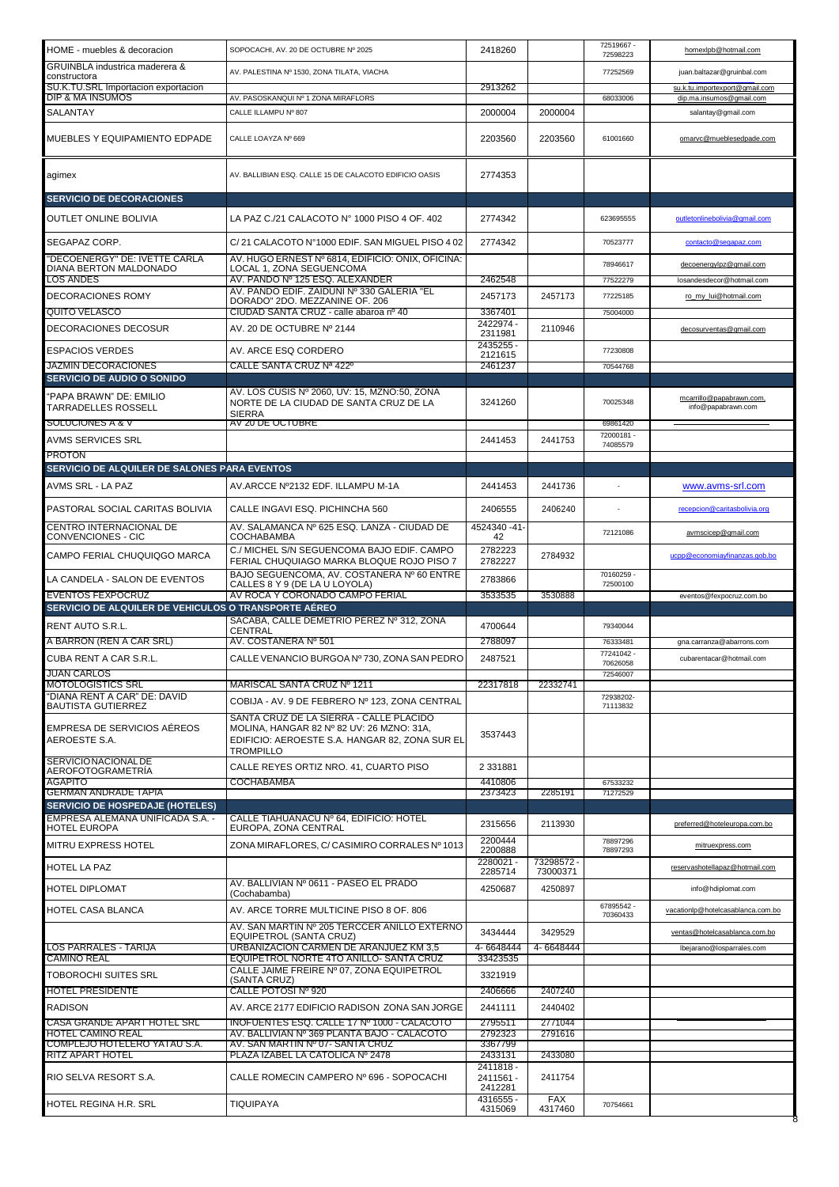| | | | | | |
|---|---|---|---|---|---|
| HOME - muebles & decoracion | SOPOCACHI, AV. 20 DE OCTUBRE Nº 2025 | 2418260 | | 72519667 - 72598223 | homexlpb@hotmail.com |
| GRUINBLA industrica maderera & constructora | AV. PALESTINA Nº 1530, ZONA TILATA, VIACHA | | | 77252569 | juan.baltazar@gruinbal.com |
| SU.K.TU.SRL Importacion exportacion | | 2913262 | | | su.k.tu.importexport@gmail.com |
| DIP & MA INSUMOS | AV. PASOSKANQUI Nº 1 ZONA MIRAFLORS | | | 68033006 | dip.ma.insumos@gmail.com |
| SALANTAY | CALLE ILLAMPU Nº 807 | 2000004 | 2000004 | | salantay@gmail.com |
| MUEBLES Y EQUIPAMIENTO EDPADE | CALLE LOAYZA Nº 669 | 2203560 | 2203560 | 61001660 | omarvc@mueblesedpade.com |
| agimex | AV. BALLIBIAN ESQ. CALLE 15 DE CALACOTO EDIFICIO OASIS | 2774353 | | | |
| **SERVICIO DE DECORACIONES** | | | | | |
| OUTLET ONLINE BOLIVIA | LA PAZ C./21 CALACOTO N° 1000 PISO 4 OF. 402 | 2774342 | | 623695555 | outletonlinebolivia@gmail.com |
| SEGAPAZ CORP. | C/ 21 CALACOTO N°1000 EDIF. SAN MIGUEL PISO 4 02 | 2774342 | | 70523777 | contacto@segapaz.com |
| "DECOENERGY" DE: IVETTE CARLA DIANA BERTON MALDONADO | AV. HUGO ERNEST Nº 6814, EDIFICIO: ONIX, OFICINA: LOCAL 1, ZONA SEGUENCOMA | | | 78946617 | decoenergylpz@gmail.com |
| LOS ANDES | AV. PANDO Nº 125 ESQ. ALEXANDER | 2462548 | | 77522279 | losandesdecor@hotmail.com |
| DECORACIONES ROMY | AV. PANDO EDIF. ZAIDUNI Nº 330 GALERIA "EL DORADO" 2DO. MEZZANINE OF. 206 | 2457173 | 2457173 | 77225185 | ro_my_lui@hotmail.com |
| QUITO VELASCO | CIUDAD SANTA CRUZ - calle abaroa nº 40 | 3367401 | | 75004000 | |
| DECORACIONES DECOSUR | AV. 20 DE OCTUBRE Nº 2144 | 2422974 - 2311981 | 2110946 | | decosurventas@gmail.com |
| ESPACIOS VERDES | AV. ARCE ESQ CORDERO | 2435255 - 2121615 | | 77230808 | |
| JAZMIN DECORACIONES | CALLE SANTA CRUZ Nª 422º | 2461237 | | 70544768 | |
| **SERVICIO DE AUDIO O SONIDO** | | | | | |
| "PAPA BRAWN" DE: EMILIO TARRADELLES ROSSELL | AV. LOS CUSIS Nº 2060, UV: 15, MZNO:50, ZONA NORTE DE LA CIUDAD DE SANTA CRUZ DE LA SIERRA | 3241260 | | 70025348 | mcarrillo@papabrawn.com, info@papabrawn.com |
| SOLUCIONES A & V | AV 20 DE OCTUBRE | | | 69861420 | |
| AVMS SERVICES SRL | | 2441453 | 2441753 | 72000181 - 74085579 | |
| PROTON | | | | | |
| **SERVICIO DE ALQUILER DE SALONES PARA EVENTOS** | | | | | |
| AVMS SRL - LA PAZ | AV.ARCCE Nº2132 EDF. ILLAMPU M-1A | 2441453 | 2441736 | - | www.avms-srl.com |
| PASTORAL SOCIAL CARITAS BOLIVIA | CALLE INGAVI ESQ. PICHINCHA 560 | 2406555 | 2406240 | - | recepcion@caritasbolivia.org |
| CENTRO INTERNACIONAL DE CONVENCIONES - CIC | AV. SALAMANCA Nº 625 ESQ. LANZA - CIUDAD DE COCHABAMBA | 4524340 -41-42 | | 72121086 | avmscicep@gmail.com |
| CAMPO FERIAL CHUQUIQGO MARCA | C./ MICHEL S/N SEGUENCOMA BAJO EDIF. CAMPO FERIAL CHUQUIAGO MARKA BLOQUE ROJO PISO 7 | 2782223 2782227 | 2784932 | | ucpp@economiayfinanzas.gob.bo |
| LA CANDELA - SALON DE EVENTOS | BAJO SEGUENCOMA, AV. COSTANERA Nº 60 ENTRE CALLES 8 Y 9 (DE LA U LOYOLA) | 2783866 | | 70160259 - 72500100 | |
| EVENTOS FEXPOCRUZ | AV ROCA Y CORONADO CAMPO FERIAL | 3533535 | 3530888 | | eventos@fexpocruz.com.bo |
| **SERVICIO DE ALQUILER DE VEHICULOS O TRANSPORTE AÉREO** | | | | | |
| RENT AUTO S.R.L. | SACABA, CALLE DEMETRIO PEREZ Nº 312, ZONA CENTRAL | 4700644 | | 79340044 | |
| A BARRON (RENT A CAR SRL) | AV. COSTANERA Nº 501 | 2788097 | | 76333481 | gna.carranza@abarrons.com |
| CUBA RENT A CAR S.R.L. | CALLE VENANCIO BURGOA Nº 730, ZONA SAN PEDRO | 2487521 | | 77241042 - 70626058 | cubarentacar@hotmail.com |
| JUAN CARLOS | | | | 72546007 | |
| MOTOLOGISTICS SRL | MARISCAL SANTA CRUZ Nº 1211 | 22317818 | 22332741 | | |
| "DIANA RENT A CAR" DE: DAVID BAUTISTA GUTIERREZ | COBIJA - AV. 9 DE FEBRERO Nº 123, ZONA CENTRAL | | | 72938202- 71113832 | |
| EMPRESA DE SERVICIOS AÉREOS AEROESTE S.A. | SANTA CRUZ DE LA SIERRA - CALLE PLACIDO MOLINA, HANGAR 82 Nº 82 UV: 26 MZNO: 31A, EDIFICIO: AEROESTE S.A. HANGAR 82, ZONA SUR EL TROMPILLO | 3537443 | | | |
| SERVICIO NACIONAL DE AEROFOTOGRAMETRÍA | CALLE REYES ORTIZ NRO. 41, CUARTO PISO | 2 331881 | | | |
| AGAPITO | COCHABAMBA | 4410806 | | 67533232 | |
| GERMAN ANDRADE TAPIA | | 2373423 | 2285191 | 71272529 | |
| **SERVICIO DE HOSPEDAJE (HOTELES)** | | | | | |
| EMPRESA ALEMANA UNIFICADA S.A. - HOTEL EUROPA | CALLE TIAHUANACU Nº 64, EDIFICIO: HOTEL EUROPA, ZONA CENTRAL | 2315656 | 2113930 | | preferred@hoteleuropa.com.bo |
| MITRU EXPRESS HOTEL | ZONA MIRAFLORES, C/ CASIMIRO CORRALES Nº 1013 | 2200444 2200888 | | 78897296 78897293 | mitruexpress.com |
| HOTEL LA PAZ | | 2280021 - 2285714 | 73298572 - 73000371 | | reservashotellapaz@hotmail.com |
| HOTEL DIPLOMAT | AV. BALLIVIAN Nº 0611 - PASEO EL PRADO (Cochabamba) | 4250687 | 4250897 | | info@hdiplomat.com |
| HOTEL CASA BLANCA | AV. ARCE TORRE MULTICINE PISO 8 OF. 806 | | | 67895542 - 70360433 | vacationlp@hotelcasablanca.com.bo |
| | AV. SAN MARTIN Nº 205 TERCCER ANILLO EXTERNO EQUIPETROL (SANTA CRUZ) | 3434444 | 3429529 | | ventas@hotelcasablanca.com.bo |
| LOS PARRALES - TARIJA | URBANIZACION CARMEN DE ARANJUEZ KM 3,5 | 4- 6648444 | 4- 6648444 | | lbejarano@losparrales.com |
| CAMINO REAL | EQUIPETROL NORTE 4TO ANILLO- SANTA CRUZ | 33423535 | | | |
| TOBOROCHI SUITES SRL | CALLE JAIME FREIRE Nº 07, ZONA EQUIPETROL (SANTA CRUZ) | 3321919 | | | |
| HOTEL PRESIDENTE | CALLE POTOSI Nº 920 | 2406666 | 2407240 | | |
| RADISON | AV. ARCE 2177 EDIFICIO RADISON ZONA SAN JORGE | 2441111 | 2440402 | | |
| CASA GRANDE APART HOTEL SRL | INOFUENTES ESQ. CALLE 17 Nº 1000 - CALACOTO | 2795511 | 2771044 | | |
| HOTEL CAMINO REAL | AV. BALLIVIAN Nº 369 PLANTA BAJO - CALACOTO | 2792323 | 2791616 | | |
| COMPLEJO HOTELERO YATAU S.A. | AV. SAN MARTIN Nº 07- SANTA CRUZ | 3367799 | | | |
| RITZ APART HOTEL | PLAZA IZABEL LA CATOLICA Nº 2478 | 2433131 | 2433080 | | |
| RIO SELVA RESORT S.A. | CALLE ROMECIN CAMPERO Nº 696 - SOPOCACHI | 2411818 - 2411561 - 2412281 | 2411754 | | |
| HOTEL REGINA H.R. SRL | TIQUIPAYA | 4316555 - 4315069 | FAX 4317460 | 70754661 | |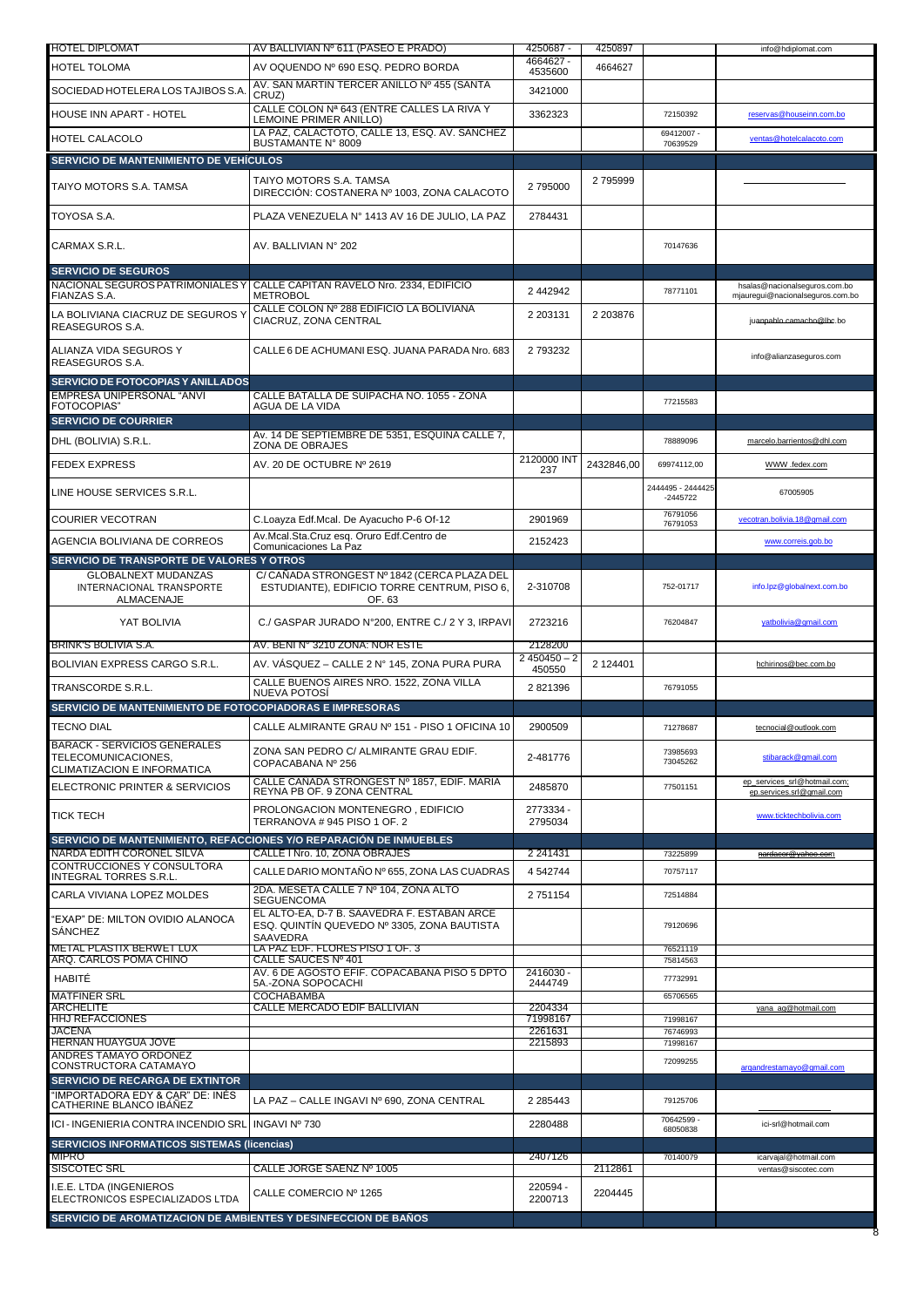| | | | | | |
|---|---|---|---|---|---|
| HOTEL DIPLOMAT | AV BALLIVIAN Nº 611 (PASEO E PRADO) | 4250687 - | 4250897 | | info@hdiplomat.com |
| HOTEL TOLOMA | AV OQUENDO Nº 690 ESQ. PEDRO BORDA | 4664627 - 4535600 | 4664627 | | |
| SOCIEDAD HOTELERA LOS TAJIBOS S.A. | AV. SAN MARTIN TERCER ANILLO Nº 455 (SANTA CRUZ) | 3421000 | | | |
| HOUSE INN APART - HOTEL | CALLE COLON Nª 643 (ENTRE CALLES LA RIVA Y LEMOINE PRIMER ANILLO) | 3362323 | | 72150392 | reservas@houseinn.com.bo |
| HOTEL CALACOLO | LA PAZ, CALACTOTO, CALLE 13, ESQ. AV. SANCHEZ BUSTAMANTE N° 8009 | | | 69412007 - 70639529 | ventas@hotelcalacoto.com |
| **SERVICIO DE MANTENIMIENTO DE VEHÍCULOS** | | | | | |
| TAIYO MOTORS S.A. TAMSA | TAIYO MOTORS S.A. TAMSA DIRECCIÓN: COSTANERA Nº 1003, ZONA CALACOTO | 2 795000 | 2 795999 | | |
| TOYOSA S.A. | PLAZA VENEZUELA N° 1413 AV 16 DE JULIO, LA PAZ | 2784431 | | | |
| CARMAX S.R.L. | AV. BALLIVIAN N° 202 | | | 70147636 | |
| **SERVICIO DE SEGUROS** | | | | | |
| NACIONAL SEGUROS PATRIMONIALES Y FIANZAS S.A. | CALLE CAPITAN RAVELO Nro. 2334, EDIFICIO METROBOL | 2 442942 | | 78771101 | hsalas@nacionalseguros.com.bo mjauregui@nacionalseguros.com.bo |
| LA BOLIVIANA CIACRUZ DE SEGUROS Y REASEGUROS S.A. | CALLE COLON Nº 288 EDIFICIO LA BOLIVIANA CIACRUZ, ZONA CENTRAL | 2 203131 | 2 203876 | | juanpablo.camacho@lbc.bo |
| ALIANZA VIDA SEGUROS Y REASEGUROS S.A. | CALLE 6 DE ACHUMANI ESQ. JUANA PARADA Nro. 683 | 2 793232 | | | info@alianzaseguros.com |
| **SERVICIO DE FOTOCOPIAS Y ANILLADOS** | | | | | |
| EMPRESA UNIPERSONAL "ANVI FOTOCOPIAS" | CALLE BATALLA DE SUIPACHA NO. 1055 - ZONA AGUA DE LA VIDA | | | 77215583 | |
| **SERVICIO DE COURRIER** | | | | | |
| DHL (BOLIVIA) S.R.L. | Av. 14 DE SEPTIEMBRE DE 5351, ESQUINA CALLE 7, ZONA DE OBRAJES | | | 78889096 | marcelo.barrientos@dhl.com |
| FEDEX EXPRESS | AV. 20 DE OCTUBRE Nº 2619 | 2120000 INT 237 | 2432846,00 | 69974112,00 | WWW .fedex.com |
| LINE HOUSE SERVICES S.R.L. | | | | 2444495 - 2444425 -2445722 | 67005905 |
| COURIER VECOTRAN | C.Loayza Edf.Mcal. De Ayacucho P-6 Of-12 | 2901969 | | 76791056 76791053 | vecotran.bolivia.18@gmail.com |
| AGENCIA BOLIVIANA DE CORREOS | Av.Mcal.Sta.Cruz esq. Oruro Edf.Centro de Comunicaciones La Paz | 2152423 | | | www.correis.gob.bo |
| **SERVICIO DE TRANSPORTE DE VALORES Y OTROS** | | | | | |
| GLOBALNEXT MUDANZAS INTERNACIONAL TRANSPORTE ALMACENAJE | C/ CAÑADA STRONGEST Nº 1842 (CERCA PLAZA DEL ESTUDIANTE), EDIFICIO TORRE CENTRUM, PISO 6, OF. 63 | 2-310708 | | 752-01717 | info.lpz@globalnext.com.bo |
| YAT BOLIVIA | C./ GASPAR JURADO N°200, ENTRE C./ 2 Y 3, IRPAVI | 2723216 | | 76204847 | yatbolivia@gmail.com |
| BRINK'S BOLIVIA S.A. | AV. BENI N° 3210 ZONA: NOR ESTE | 2128200 | | | |
| BOLIVIAN EXPRESS CARGO S.R.L. | AV. VÁSQUEZ – CALLE 2 N° 145, ZONA PURA PURA | 2 450450 – 2 450550 | 2 124401 | | hchirinos@bec.com.bo |
| TRANSCORDE S.R.L. | CALLE BUENOS AIRES NRO. 1522, ZONA VILLA NUEVA POTOSÍ | 2 821396 | | 76791055 | |
| **SERVICIO DE MANTENIMIENTO DE FOTOCOPIADORAS E IMPRESORAS** | | | | | |
| TECNO DIAL | CALLE ALMIRANTE GRAU Nº 151 - PISO 1 OFICINA 10 | 2900509 | | 71278687 | tecnocial@outlook.com |
| BARACK - SERVICIOS GENERALES TELECOMUNICACIONES, CLIMATIZACION E INFORMATICA | ZONA SAN PEDRO C/ ALMIRANTE GRAU EDIF. COPACABANA Nº 256 | 2-481776 | | 73985693 73045262 | stibarack@gmail.com |
| ELECTRONIC PRINTER & SERVICIOS | CALLE CAÑADA STRONGEST Nº 1857, EDIF. MARIA REYNA PB OF. 9 ZONA CENTRAL | 2485870 | | 77501151 | ep_services_srl@hotmail.com; ep.services.srl@gmail.com |
| TICK TECH | PROLONGACION MONTENEGRO , EDIFICIO TERRANOVA # 945 PISO 1 OF. 2 | 2773334 - 2795034 | | | www.ticktechbolivia.com |
| **SERVICIO DE MANTENIMIENTO, REFACCIONES Y/O REPARACIÓN DE INMUEBLES** | | | | | |
| NARDA EDITH CORONEL SILVA | CALLE I Nro. 10, ZONA OBRAJES | 2 241431 | | 73225899 | nardacor@yahoo.com |
| CONTRUCCIONES Y CONSULTORA INTEGRAL TORRES S.R.L. | CALLE DARIO MONTAÑO Nº 655, ZONA LAS CUADRAS | 4 542744 | | 70757117 | |
| CARLA VIVIANA LOPEZ MOLDES | 2DA. MESETA CALLE 7 Nº 104, ZONA ALTO SEGUENCOMA | 2 751154 | | 72514884 | |
| "EXAP" DE: MILTON OVIDIO ALANOCA SÁNCHEZ | EL ALTO-EA, D-7 B. SAAVEDRA F. ESTABAN ARCE ESQ. QUINTÍN QUEVEDO Nº 3305, ZONA BAUTISTA SAAVEDRA | | | 79120696 | |
| METAL PLASTIX BERWET LUX | LA PAZ EDF. FLORES PISO 1 OF. 3 | | | 76521119 | |
| ARQ. CARLOS POMA CHINO | CALLE SAUCES Nº 401 | | | 75814563 | |
| HABITÉ | AV. 6 DE AGOSTO EFIF. COPACABANA PISO 5 DPTO 5A.-ZONA SOPOCACHI | 2416030 - 2444749 | | 77732991 | |
| MATFINER SRL | COCHABAMBA | | | 65706565 | |
| ARCHELITE | CALLE MERCADO EDIF BALLIVIAN | 2204334 | | | yana_ag@hotmail.com |
| HHJ REFACCIONES | | 71998167 | | 71998167 | |
| JACENA | | 2261631 | | 76746993 | |
| HERNAN HUAYGUA JOVE | | 2215893 | | 71998167 | |
| ANDRES TAMAYO ORDOÑEZ CONSTRUCTORA CATAMAYO | | | | 72099255 | argandrestamayo@gmail.com |
| **SERVICIO DE RECARGA DE EXTINTOR** | | | | | |
| "IMPORTADORA EDY & CAR" DE: INÉS CATHERINE BLANCO IBÁÑEZ | LA PAZ – CALLE INGAVI Nº 690, ZONA CENTRAL | 2 285443 | | 79125706 | |
| ICI - INGENIERIA CONTRA INCENDIO SRL | INGAVI Nº 730 | 2280488 | | 70642599 - 68050838 | ici-srl@hotmail.com |
| **SERVICIOS INFORMATICOS SISTEMAS (licencias)** | | | | | |
| MIPRO | | 2407126 | | 70140079 | icarvajal@hotmail.com |
| SISCOTEC SRL | CALLE JORGE SAENZ Nº 1005 | | 2112861 | | ventas@siscotec.com |
| I.E.E. LTDA (INGENIEROS ELECTRONICOS ESPECIALIZADOS LTDA | CALLE COMERCIO Nº 1265 | 220594 - 2200713 | 2204445 | | |
| **SERVICIO DE AROMATIZACION DE AMBIENTES Y DESINFECCION DE BAÑOS** | | | | | |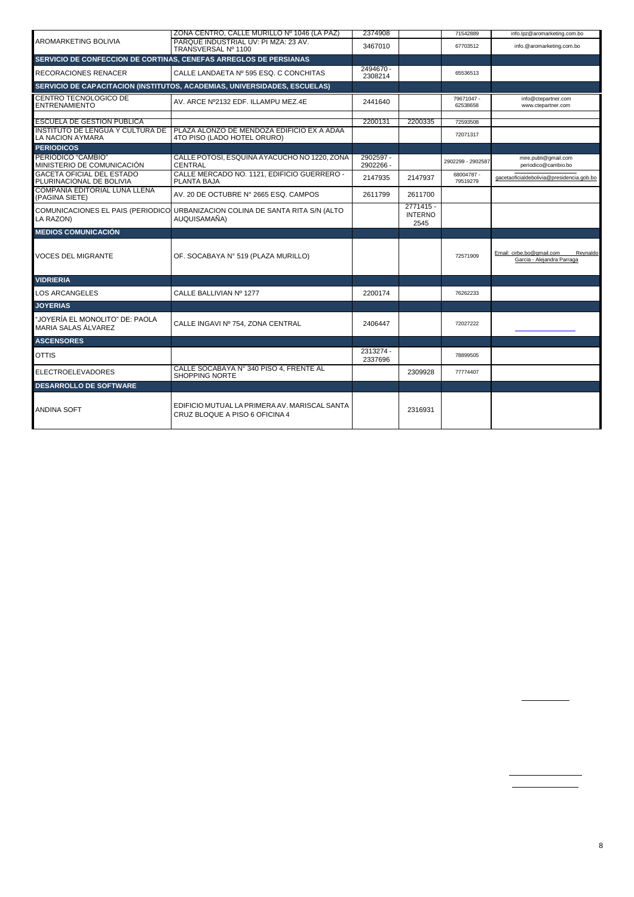| | | | | | |
|---|---|---|---|---|---|
| AROMARKETING BOLIVIA | ZONA CENTRO, CALLE MURILLO Nº 1046 (LA PAZ) | 2374908 | | 71542889 | info.lpz@aromarketing.com.bo |
| | PARQUE INDUSTRIAL UV: PI MZA: 23 AV. TRANSVERSAL Nº 1100 | 3467010 | | 67703512 | info.@aromarketing.com.bo |
| **SERVICIO DE CONFECCION DE CORTINAS, CENEFAS ARREGLOS DE PERSIANAS** | | | | | |
| RECORACIONES RENACER | CALLE LANDAETA Nº 595 ESQ. C CONCHITAS | 2494670 - 2308214 | | 65536513 | |
| **SERVICIO DE CAPACITACION (INSTITUTOS, ACADEMIAS, UNIVERSIDADES, ESCUELAS)** | | | | | |
| CENTRO TECNOLOGICO DE ENTRENAMIENTO | AV. ARCE Nº2132 EDF. ILLAMPU MEZ.4E | 2441640 | | 79671047 - 62538658 | info@ctepartner.com www.ctepartner.com |
| ESCUELA DE GESTION PUBLICA | | 2200131 | 2200335 | 72593508 | |
| INSTITUTO DE LENGUA Y CULTURA DE LA NACION AYMARA | PLAZA ALONZO DE MENDOZA EDIFICIO EX A ADAA 4TO PISO (LADO HOTEL ORURO) | | | 72071317 | |
| **PERIODICOS** | | | | | |
| PERIODICO "CAMBIO" MINISTERIO DE COMUNICACIÓN | CALLE POTOSI, ESQUINA AYACUCHO NO 1220, ZONA CENTRAL | 2902597 - 2902266 - | | 2902299 - 2902587 | mire.publi@gmail.com periodico@cambio.bo |
| GACETA OFICIAL DEL ESTADO PLURINACIONAL DE BOLIVIA | CALLE MERCADO NO. 1121, EDIFICIO GUERRERO - PLANTA BAJA | 2147935 | 2147937 | 68004787 - 79519279 | gacetaoficialdebolivia@presidencia.gob.bo |
| COMPANIA EDITORIAL LUNA LLENA (PAGINA SIETE) | AV. 20 DE OCTUBRE N° 2665 ESQ. CAMPOS | 2611799 | 2611700 | | |
| COMUNICACIONES EL PAIS (PERIODICO LA RAZON) | URBANIZACION COLINA DE SANTA RITA S/N (ALTO AUQUISAMAÑA) | | 2771415 - INTERNO 2545 | | |
| **MEDIOS COMUNICACIÓN** | | | | | |
| VOCES DEL MIGRANTE | OF. SOCABAYA N° 519 (PLAZA MURILLO) | | | 72571909 | Email: cirbe.bo@gmail.com Reynaldo Garcia - Alejandra Parraga |
| **VIDRIERIA** | | | | | |
| LOS ARCANGELES | CALLE BALLIVIAN Nº 1277 | 2200174 | | 76262233 | |
| **JOYERIAS** | | | | | |
| "JOYERÍA EL MONOLITO" DE: PAOLA MARIA SALAS ÁLVAREZ | CALLE INGAVI Nº 754, ZONA CENTRAL | 2406447 | | 72027222 | |
| **ASCENSORES** | | | | | |
| OTTIS | | 2313274 - 2337696 | | 78899505 | |
| ELECTROELEVADORES | CALLE SOCABAYA N° 340 PISO 4, FRENTE AL SHOPPING NORTE | | 2309928 | 77774407 | |
| **DESARROLLO DE SOFTWARE** | | | | | |
| ANDINA SOFT | EDIFICIO MUTUAL LA PRIMERA AV. MARISCAL SANTA CRUZ BLOQUE A PISO 6 OFICINA 4 | | 2316931 | | |